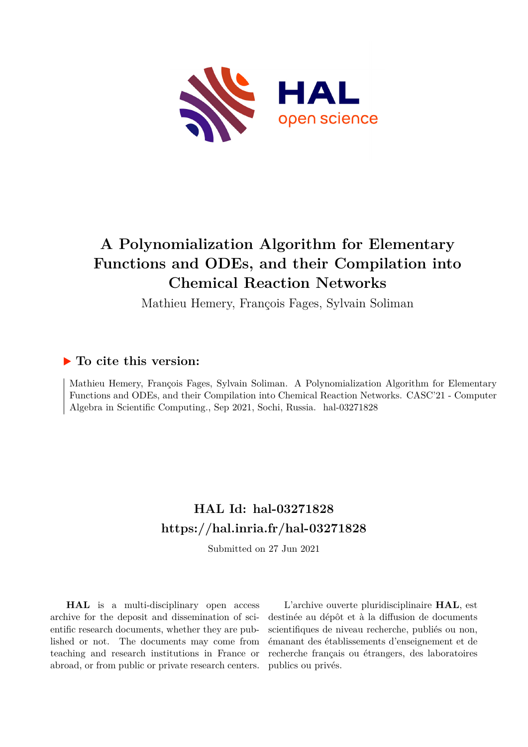# A Polynomialization Algorithm for Elementary Functions and ODEs, and their Compilation into Chemical Reaction Networks

Mathieu Hemery, François Fages, Sylvain Soliman

## ▶ To cite this version:

Mathieu Hemery, François Fages, Sylvain Soliman. A Polynomialization Algorithm for Elementary Functions and ODEs, and their Compilation into Chemical Reaction Networks. CASC'21 - Computer Algebra in Scientific Computing., Sep 2021, Sochi, Russia. hal-03271828

## HAL Id: hal-03271828
## https://hal.inria.fr/hal-03271828

Submitted on 27 Jun 2021

**HAL** is a multi-disciplinary open access archive for the deposit and dissemination of scientific research documents, whether they are published or not. The documents may come from teaching and research institutions in France or abroad, or from public or private research centers.

L'archive ouverte pluridisciplinaire **HAL**, est destinée au dépôt et à la diffusion de documents scientifiques de niveau recherche, publiés ou non, émanant des établissements d'enseignement et de recherche français ou étrangers, des laboratoires publics ou privés.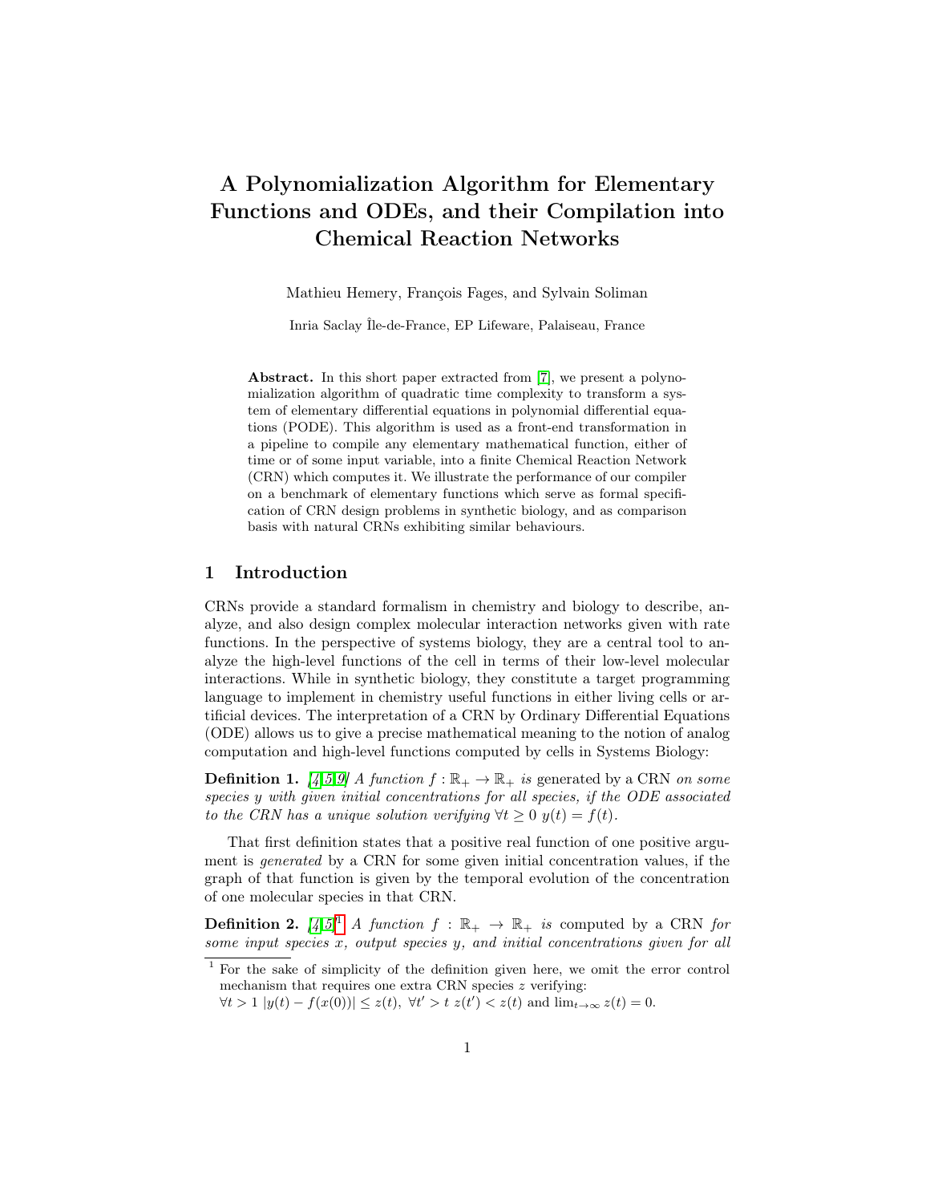# A Polynomialization Algorithm for Elementary Functions and ODEs, and their Compilation into Chemical Reaction Networks

Mathieu Hemery, François Fages, and Sylvain Soliman

Inria Saclay Île-de-France, EP Lifeware, Palaiseau, France

**Abstract.** In this short paper extracted from [7], we present a polynomialization algorithm of quadratic time complexity to transform a system of elementary differential equations in polynomial differential equations (PODE). This algorithm is used as a front-end transformation in a pipeline to compile any elementary mathematical function, either of time or of some input variable, into a finite Chemical Reaction Network (CRN) which computes it. We illustrate the performance of our compiler on a benchmark of elementary functions which serve as formal specification of CRN design problems in synthetic biology, and as comparison basis with natural CRNs exhibiting similar behaviours.

## 1 Introduction

CRNs provide a standard formalism in chemistry and biology to describe, analyze, and also design complex molecular interaction networks given with rate functions. In the perspective of systems biology, they are a central tool to analyze the high-level functions of the cell in terms of their low-level molecular interactions. While in synthetic biology, they constitute a target programming language to implement in chemistry useful functions in either living cells or artificial devices. The interpretation of a CRN by Ordinary Differential Equations (ODE) allows us to give a precise mathematical meaning to the notion of analog computation and high-level functions computed by cells in Systems Biology:

**Definition 1.** *[4,5,9] A function $f : \mathbb{R}_+ \to \mathbb{R}_+$ is* generated by a CRN *on some species $y$ with given initial concentrations for all species, if the ODE associated to the CRN has a unique solution verifying $\forall t \geq 0\ y(t) = f(t)$.*

That first definition states that a positive real function of one positive argument is *generated* by a CRN for some given initial concentration values, if the graph of that function is given by the temporal evolution of the concentration of one molecular species in that CRN.

**Definition 2.** *[4,5][1] A function $f : \mathbb{R}_+ \to \mathbb{R}_+$ is* computed by a CRN *for some input species $x$, output species $y$, and initial concentrations given for all*

[1] For the sake of simplicity of the definition given here, we omit the error control mechanism that requires one extra CRN species $z$ verifying: $\forall t > 1\ |y(t) - f(x(0))| \leq z(t),\ \forall t' > t\ z(t') < z(t)$ and $\lim_{t\to\infty} z(t) = 0$.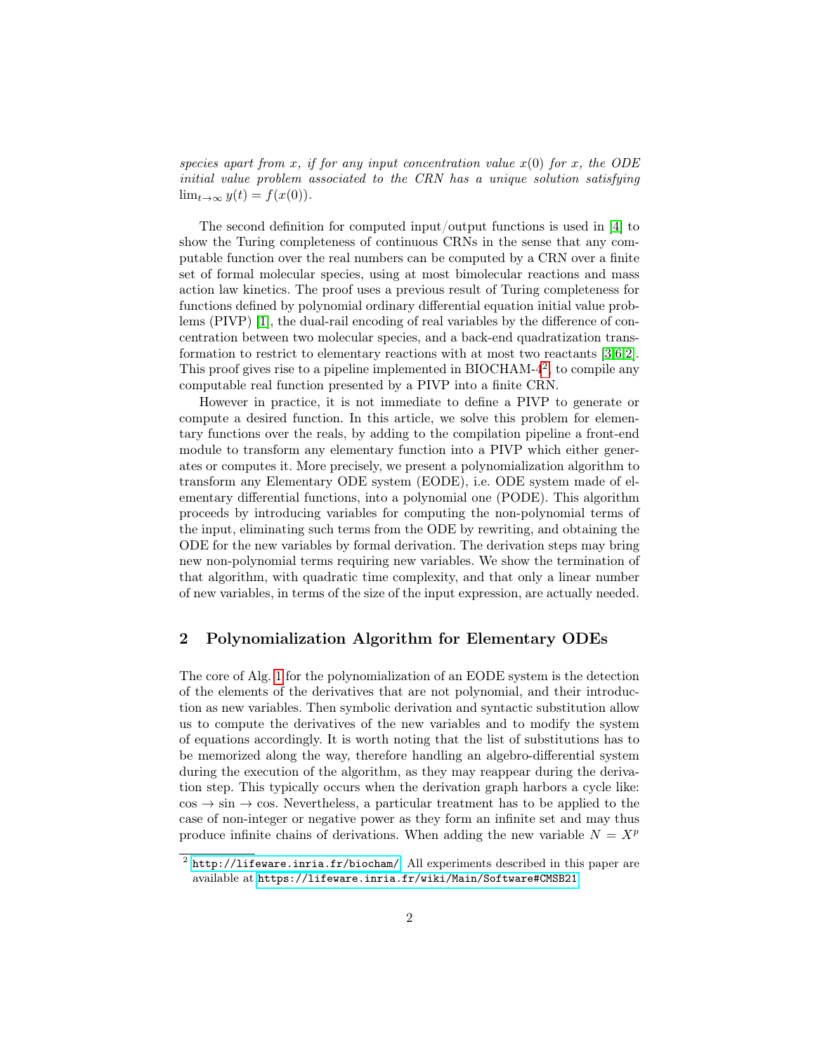*species apart from $x$, if for any input concentration value $x(0)$ for $x$, the ODE initial value problem associated to the CRN has a unique solution satisfying $\lim_{t\to\infty} y(t) = f(x(0))$.*

The second definition for computed input/output functions is used in [4] to show the Turing completeness of continuous CRNs in the sense that any computable function over the real numbers can be computed by a CRN over a finite set of formal molecular species, using at most bimolecular reactions and mass action law kinetics. The proof uses a previous result of Turing completeness for functions defined by polynomial ordinary differential equation initial value problems (PIVP) [1], the dual-rail encoding of real variables by the difference of concentration between two molecular species, and a back-end quadratization transformation to restrict to elementary reactions with at most two reactants [3,6,2]. This proof gives rise to a pipeline implemented in BIOCHAM-4[2], to compile any computable real function presented by a PIVP into a finite CRN.

However in practice, it is not immediate to define a PIVP to generate or compute a desired function. In this article, we solve this problem for elementary functions over the reals, by adding to the compilation pipeline a front-end module to transform any elementary function into a PIVP which either generates or computes it. More precisely, we present a polynomialization algorithm to transform any Elementary ODE system (EODE), i.e. ODE system made of elementary differential functions, into a polynomial one (PODE). This algorithm proceeds by introducing variables for computing the non-polynomial terms of the input, eliminating such terms from the ODE by rewriting, and obtaining the ODE for the new variables by formal derivation. The derivation steps may bring new non-polynomial terms requiring new variables. We show the termination of that algorithm, with quadratic time complexity, and that only a linear number of new variables, in terms of the size of the input expression, are actually needed.

## 2 Polynomialization Algorithm for Elementary ODEs

The core of Alg. 1 for the polynomialization of an EODE system is the detection of the elements of the derivatives that are not polynomial, and their introduction as new variables. Then symbolic derivation and syntactic substitution allow us to compute the derivatives of the new variables and to modify the system of equations accordingly. It is worth noting that the list of substitutions has to be memorized along the way, therefore handling an algebro-differential system during the execution of the algorithm, as they may reappear during the derivation step. This typically occurs when the derivation graph harbors a cycle like: $\cos \to \sin \to \cos$. Nevertheless, a particular treatment has to be applied to the case of non-integer or negative power as they form an infinite set and may thus produce infinite chains of derivations. When adding the new variable $N = X^p$

[2] http://lifeware.inria.fr/biocham/ All experiments described in this paper are available at https://lifeware.inria.fr/wiki/Main/Software#CMSB21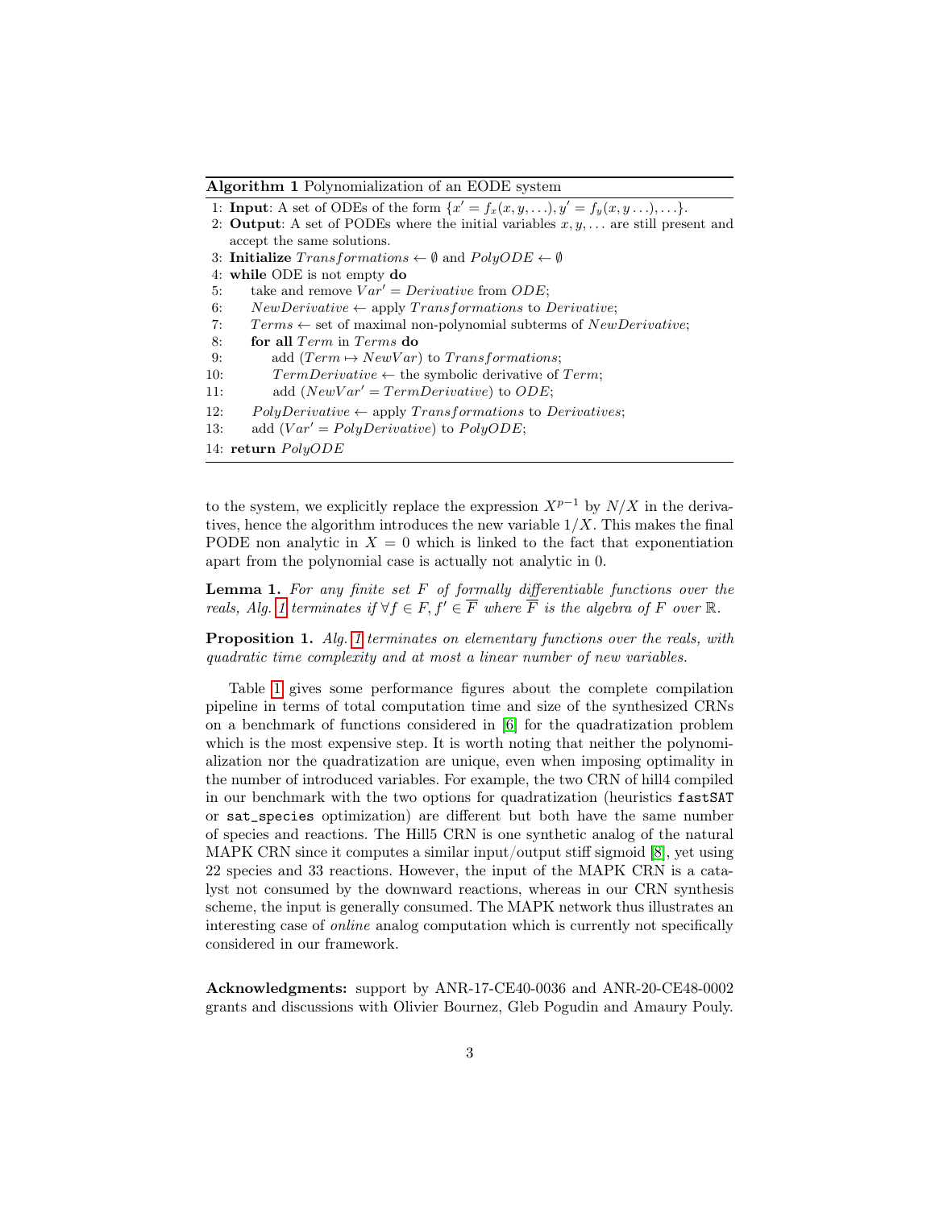**Algorithm 1** Polynomialization of an EODE system

```
 1: Input: A set of ODEs of the form {x' = f_x(x, y, ...), y' = f_y(x, y ...), ...}.
 2: Output: A set of PODEs where the initial variables x, y, ... are still present and
    accept the same solutions.
 3: Initialize Transformations ← ∅ and PolyODE ← ∅
 4: while ODE is not empty do
 5:     take and remove Var' = Derivative from ODE;
 6:     NewDerivative ← apply Transformations to Derivative;
 7:     Terms ← set of maximal non-polynomial subterms of NewDerivative;
 8:     for all Term in Terms do
 9:         add (Term ↦ NewVar) to Transformations;
10:         TermDerivative ← the symbolic derivative of Term;
11:         add (NewVar' = TermDerivative) to ODE;
12:     PolyDerivative ← apply Transformations to Derivatives;
13:     add (Var' = PolyDerivative) to PolyODE;
14: return PolyODE
```

to the system, we explicitly replace the expression $X^{p-1}$ by $N/X$ in the derivatives, hence the algorithm introduces the new variable $1/X$. This makes the final PODE non analytic in $X = 0$ which is linked to the fact that exponentiation apart from the polynomial case is actually not analytic in 0.

**Lemma 1.** *For any finite set $F$ of formally differentiable functions over the reals, Alg. 1 terminates if $\forall f \in F, f' \in \overline{F}$ where $\overline{F}$ is the algebra of $F$ over $\mathbb{R}$.*

**Proposition 1.** *Alg. 1 terminates on elementary functions over the reals, with quadratic time complexity and at most a linear number of new variables.*

Table 1 gives some performance figures about the complete compilation pipeline in terms of total computation time and size of the synthesized CRNs on a benchmark of functions considered in [6] for the quadratization problem which is the most expensive step. It is worth noting that neither the polynomialization nor the quadratization are unique, even when imposing optimality in the number of introduced variables. For example, the two CRN of hill4 compiled in our benchmark with the two options for quadratization (heuristics `fastSAT` or `sat_species` optimization) are different but both have the same number of species and reactions. The Hill5 CRN is one synthetic analog of the natural MAPK CRN since it computes a similar input/output stiff sigmoid [8], yet using 22 species and 33 reactions. However, the input of the MAPK CRN is a catalyst not consumed by the downward reactions, whereas in our CRN synthesis scheme, the input is generally consumed. The MAPK network thus illustrates an interesting case of *online* analog computation which is currently not specifically considered in our framework.

**Acknowledgments:** support by ANR-17-CE40-0036 and ANR-20-CE48-0002 grants and discussions with Olivier Bournez, Gleb Pogudin and Amaury Pouly.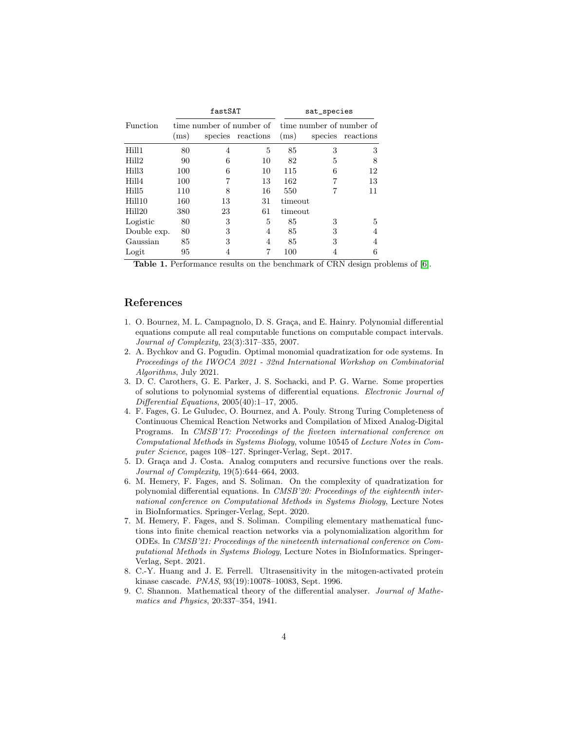| Function | fastSAT | | | sat_species | | |
|---|---|---|---|---|---|---|
| | time (ms) | number of species | number of reactions | time (ms) | number of species | number of reactions |
| Hill1 | 80 | 4 | 5 | 85 | 3 | 3 |
| Hill2 | 90 | 6 | 10 | 82 | 5 | 8 |
| Hill3 | 100 | 6 | 10 | 115 | 6 | 12 |
| Hill4 | 100 | 7 | 13 | 162 | 7 | 13 |
| Hill5 | 110 | 8 | 16 | 550 | 7 | 11 |
| Hill10 | 160 | 13 | 31 | timeout | | |
| Hill20 | 380 | 23 | 61 | timeout | | |
| Logistic | 80 | 3 | 5 | 85 | 3 | 5 |
| Double exp. | 80 | 3 | 4 | 85 | 3 | 4 |
| Gaussian | 85 | 3 | 4 | 85 | 3 | 4 |
| Logit | 95 | 4 | 7 | 100 | 4 | 6 |

**Table 1.** Performance results on the benchmark of CRN design problems of [6].

## References

1. O. Bournez, M. L. Campagnolo, D. S. Graça, and E. Hainry. Polynomial differential equations compute all real computable functions on computable compact intervals. *Journal of Complexity*, 23(3):317–335, 2007.
2. A. Bychkov and G. Pogudin. Optimal monomial quadratization for ode systems. In *Proceedings of the IWOCA 2021 - 32nd International Workshop on Combinatorial Algorithms*, July 2021.
3. D. C. Carothers, G. E. Parker, J. S. Sochacki, and P. G. Warne. Some properties of solutions to polynomial systems of differential equations. *Electronic Journal of Differential Equations*, 2005(40):1–17, 2005.
4. F. Fages, G. Le Guludec, O. Bournez, and A. Pouly. Strong Turing Completeness of Continuous Chemical Reaction Networks and Compilation of Mixed Analog-Digital Programs. In *CMSB'17: Proceedings of the fiveteen international conference on Computational Methods in Systems Biology*, volume 10545 of *Lecture Notes in Computer Science*, pages 108–127. Springer-Verlag, Sept. 2017.
5. D. Graça and J. Costa. Analog computers and recursive functions over the reals. *Journal of Complexity*, 19(5):644–664, 2003.
6. M. Hemery, F. Fages, and S. Soliman. On the complexity of quadratization for polynomial differential equations. In *CMSB'20: Proceedings of the eighteenth international conference on Computational Methods in Systems Biology*, Lecture Notes in BioInformatics. Springer-Verlag, Sept. 2020.
7. M. Hemery, F. Fages, and S. Soliman. Compiling elementary mathematical functions into finite chemical reaction networks via a polynomialization algorithm for ODEs. In *CMSB'21: Proceedings of the nineteenth international conference on Computational Methods in Systems Biology*, Lecture Notes in BioInformatics. Springer-Verlag, Sept. 2021.
8. C.-Y. Huang and J. E. Ferrell. Ultrasensitivity in the mitogen-activated protein kinase cascade. *PNAS*, 93(19):10078–10083, Sept. 1996.
9. C. Shannon. Mathematical theory of the differential analyser. *Journal of Mathematics and Physics*, 20:337–354, 1941.